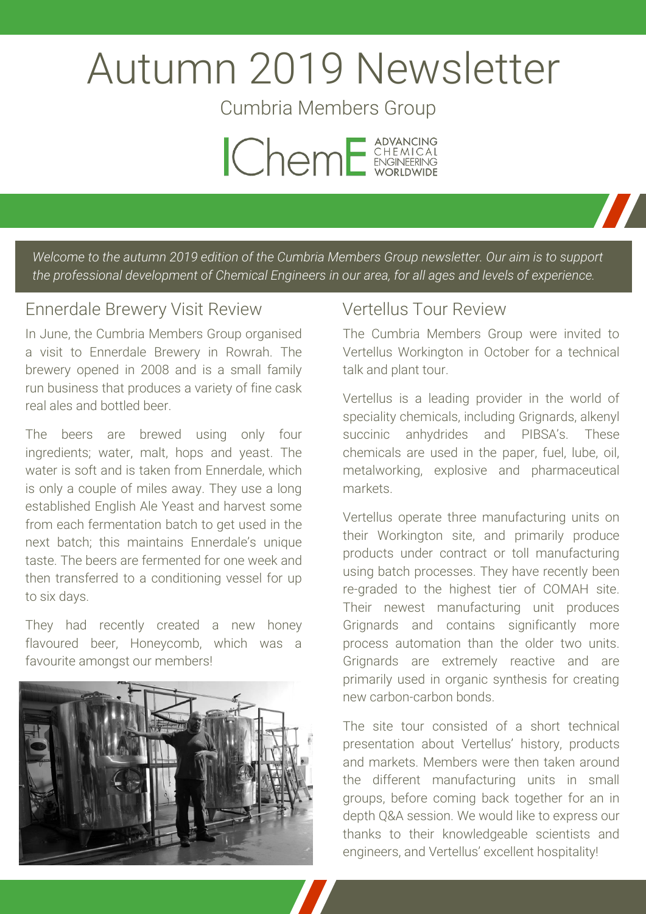# Autumn 2019 Newsletter

Cumbria Members Group

IChemE ADVANCING CHEMICAL ENGINEERING WORLDWIDE

*Welcome to the autumn 2019 edition of the Cumbria Members Group newsletter. Our aim is to support the professional development of Chemical Engineers in our area, for all ages and levels of experience.*

## Ennerdale Brewery Visit Review

In June, the Cumbria Members Group organised a visit to Ennerdale Brewery in Rowrah. The brewery opened in 2008 and is a small family run business that produces a variety of fine cask real ales and bottled beer.

The beers are brewed using only four ingredients; water, malt, hops and yeast. The water is soft and is taken from Ennerdale, which is only a couple of miles away. They use a long established English Ale Yeast and harvest some from each fermentation batch to get used in the next batch; this maintains Ennerdale's unique taste. The beers are fermented for one week and then transferred to a conditioning vessel for up to six days.

They had recently created a new honey flavoured beer, Honeycomb, which was a favourite amongst our members!

## Vertellus Tour Review

The Cumbria Members Group were invited to Vertellus Workington in October for a technical talk and plant tour.

Vertellus is a leading provider in the world of speciality chemicals, including Grignards, alkenyl succinic anhydrides and PIBSA's. These chemicals are used in the paper, fuel, lube, oil, metalworking, explosive and pharmaceutical markets.

Vertellus operate three manufacturing units on their Workington site, and primarily produce products under contract or toll manufacturing using batch processes. They have recently been re-graded to the highest tier of COMAH site. Their newest manufacturing unit produces Grignards and contains significantly more process automation than the older two units. Grignards are extremely reactive and are primarily used in organic synthesis for creating new carbon-carbon bonds.

The site tour consisted of a short technical presentation about Vertellus' history, products and markets. Members were then taken around the different manufacturing units in small groups, before coming back together for an in depth Q&A session. We would like to express our thanks to their knowledgeable scientists and engineers, and Vertellus' excellent hospitality!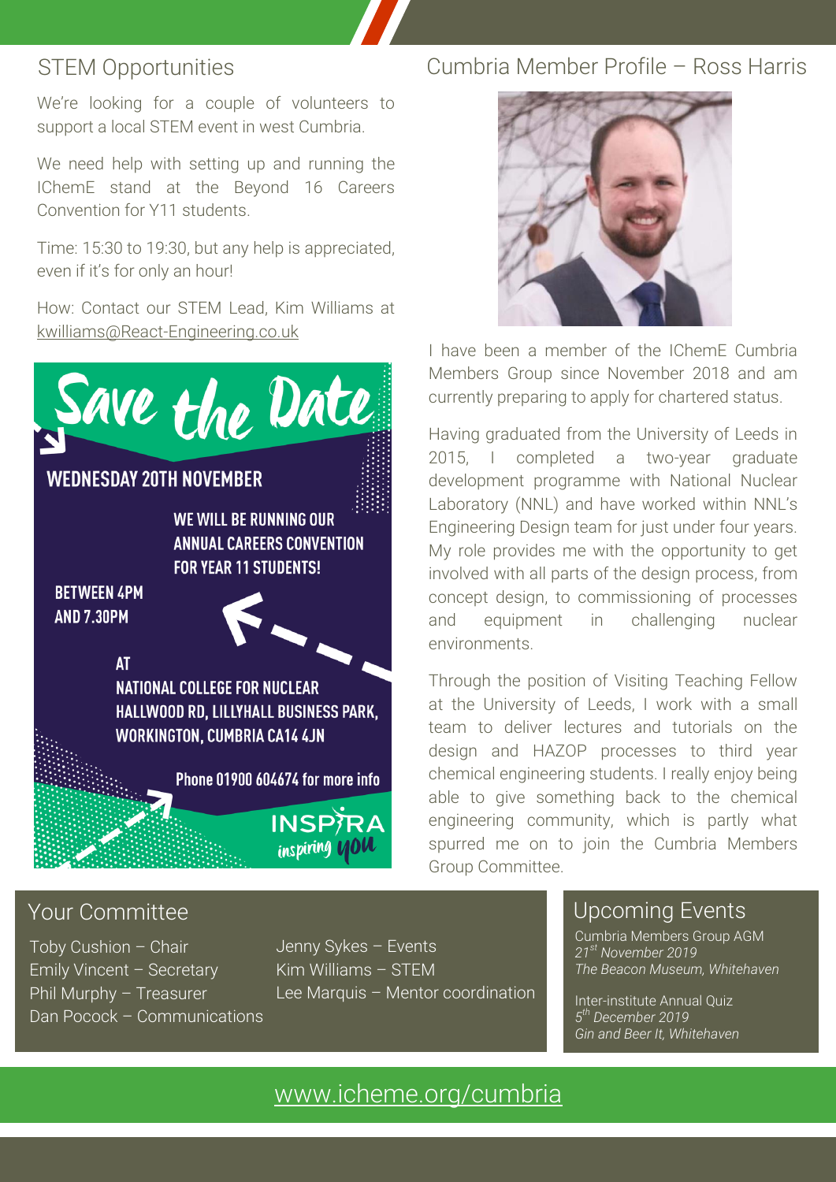## STEM Opportunities

We're looking for a couple of volunteers to support a local STEM event in west Cumbria.

We need help with setting up and running the IChemE stand at the Beyond 16 Careers Convention for Y11 students.

Time: 15:30 to 19:30, but any help is appreciated, even if it's for only an hour!

How: Contact our STEM Lead, Kim Williams at kwilliams@React-Engineering.co.uk

**Save the Date**

**WEDNESDAY 20TH NOVEMBER**

**WE WILL BE RUNNING OUR ANNUAL CAREERS CONVENTION FOR YEAR 11 STUDENTS!**

**BETWEEN 4PM AND 7.30PM**

**AT NATIONAL COLLEGE FOR NUCLEAR HALLWOOD RD, LILLYHALL BUSINESS PARK, WORKINGTON, CUMBRIA CA14 4JN**

**Phone 01900 604674 for more info**

INSPIRA *inspiring you*

## Cumbria Member Profile – Ross Harris

I have been a member of the IChemE Cumbria Members Group since November 2018 and am currently preparing to apply for chartered status.

Having graduated from the University of Leeds in 2015, I completed a two-year graduate development programme with National Nuclear Laboratory (NNL) and have worked within NNL's Engineering Design team for just under four years. My role provides me with the opportunity to get involved with all parts of the design process, from concept design, to commissioning of processes and equipment in challenging nuclear environments.

Through the position of Visiting Teaching Fellow at the University of Leeds, I work with a small team to deliver lectures and tutorials on the design and HAZOP processes to third year chemical engineering students. I really enjoy being able to give something back to the chemical engineering community, which is partly what spurred me on to join the Cumbria Members Group Committee.

## Your Committee

Toby Cushion – Chair
Emily Vincent – Secretary
Phil Murphy – Treasurer
Dan Pocock – Communications
Jenny Sykes – Events
Kim Williams – STEM
Lee Marquis – Mentor coordination

## Upcoming Events

Cumbria Members Group AGM
*21st November 2019*
*The Beacon Museum, Whitehaven*

Inter-institute Annual Quiz
*5th December 2019*
*Gin and Beer It, Whitehaven*

www.icheme.org/cumbria